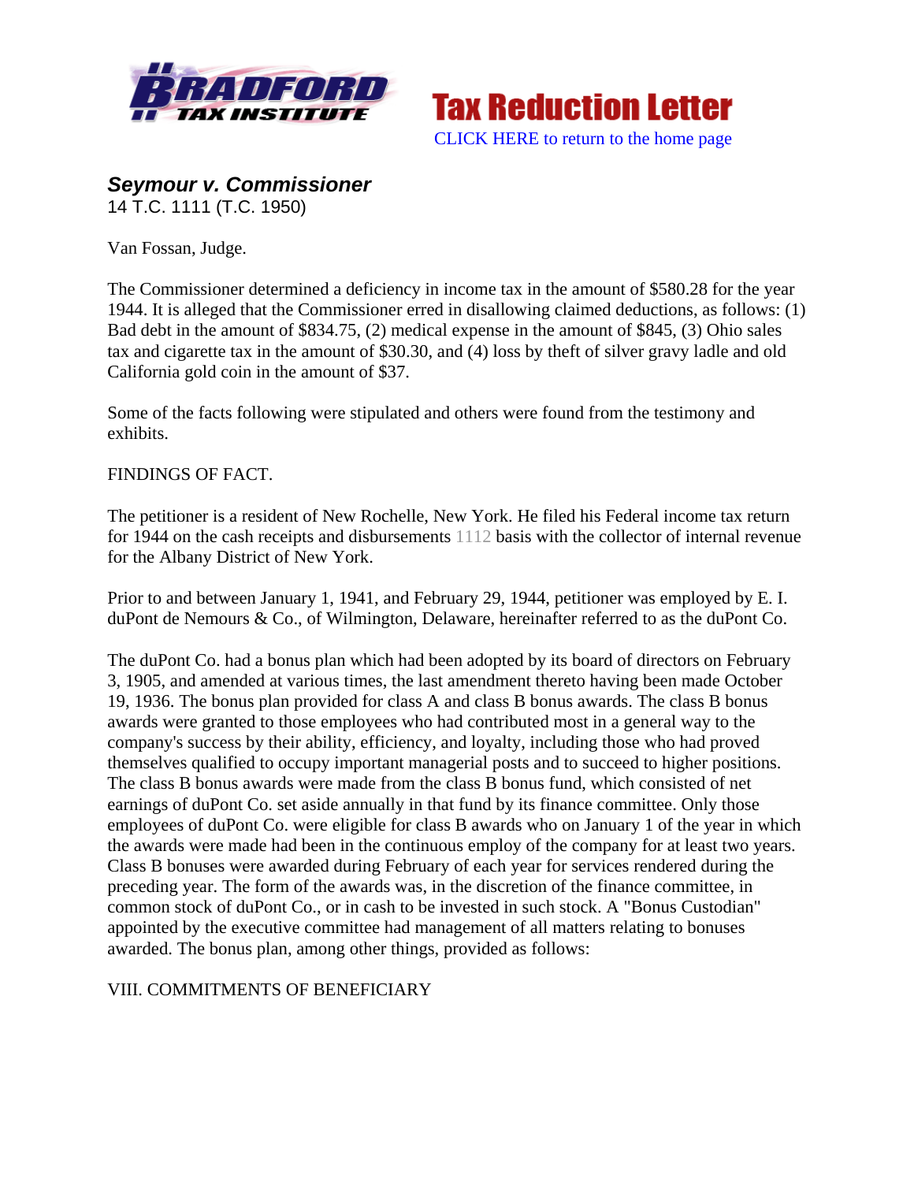# Seymour v. Commissioner

14 T.C. 1111 (T.C. 1950)

Van Fossan, Judge.

The Commissioner determined a deficiency in income tax in the amount of $580.28 for the year 1944. It is alleged that the Commissioner erred in disallowing claimed deductions, as follows: (1) Bad debt in the amount of $834.75, (2) medical expense in the amount of $845, (3) Ohio sales tax and cigarette tax in the amount of $30.30, and (4) loss by theft of silver gravy ladle and old California gold coin in the amount of $37.

Some of the facts following were stipulated and others were found from the testimony and exhibits.

FINDINGS OF FACT.

The petitioner is a resident of New Rochelle, New York. He filed his Federal income tax return for 1944 on the cash receipts and disbursements 1112 basis with the collector of internal revenue for the Albany District of New York.

Prior to and between January 1, 1941, and February 29, 1944, petitioner was employed by E. I. duPont de Nemours & Co., of Wilmington, Delaware, hereinafter referred to as the duPont Co.

The duPont Co. had a bonus plan which had been adopted by its board of directors on February 3, 1905, and amended at various times, the last amendment thereto having been made October 19, 1936. The bonus plan provided for class A and class B bonus awards. The class B bonus awards were granted to those employees who had contributed most in a general way to the company's success by their ability, efficiency, and loyalty, including those who had proved themselves qualified to occupy important managerial posts and to succeed to higher positions. The class B bonus awards were made from the class B bonus fund, which consisted of net earnings of duPont Co. set aside annually in that fund by its finance committee. Only those employees of duPont Co. were eligible for class B awards who on January 1 of the year in which the awards were made had been in the continuous employ of the company for at least two years. Class B bonuses were awarded during February of each year for services rendered during the preceding year. The form of the awards was, in the discretion of the finance committee, in common stock of duPont Co., or in cash to be invested in such stock. A "Bonus Custodian" appointed by the executive committee had management of all matters relating to bonuses awarded. The bonus plan, among other things, provided as follows:

VIII. COMMITMENTS OF BENEFICIARY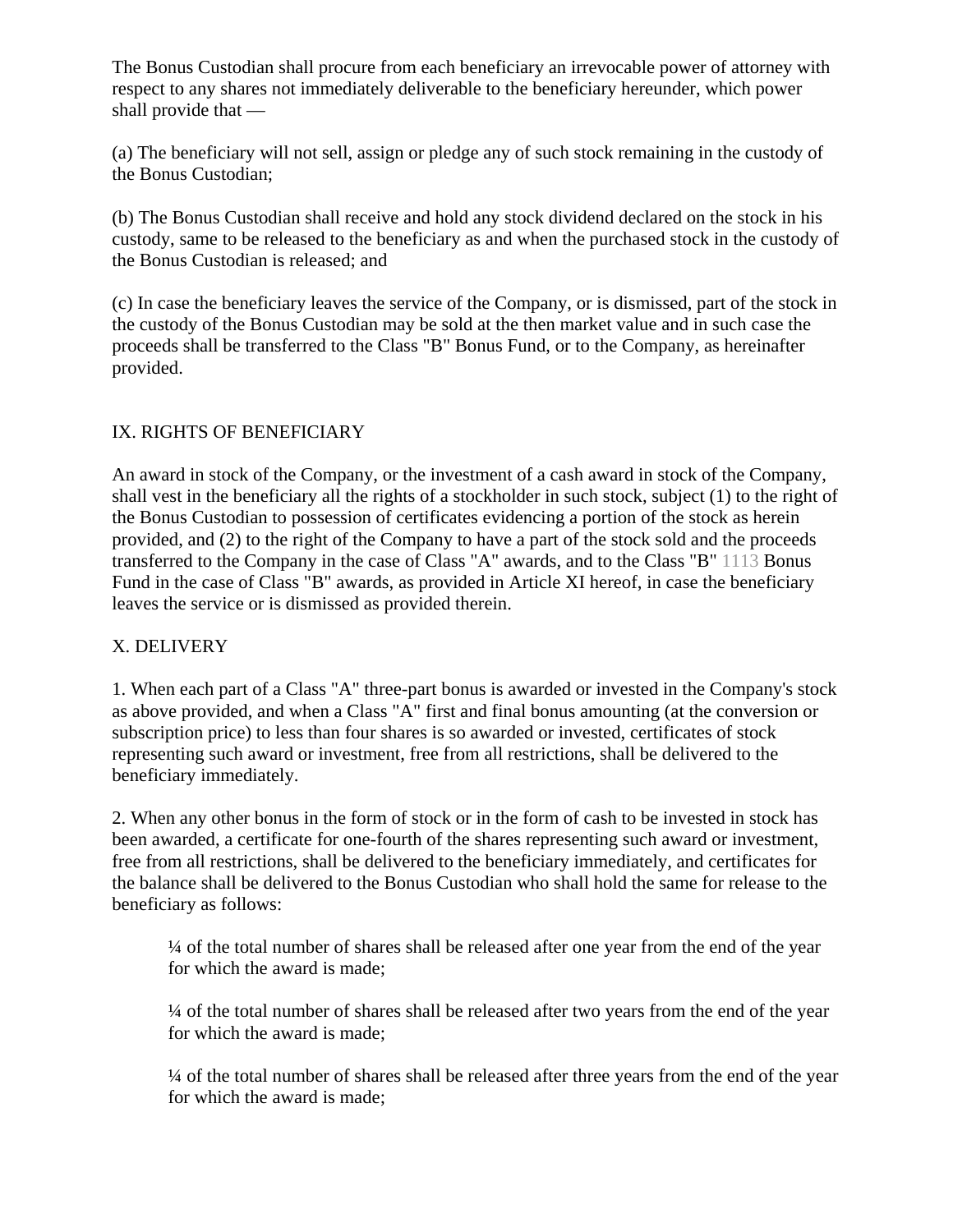The Bonus Custodian shall procure from each beneficiary an irrevocable power of attorney with respect to any shares not immediately deliverable to the beneficiary hereunder, which power shall provide that —

(a) The beneficiary will not sell, assign or pledge any of such stock remaining in the custody of the Bonus Custodian;

(b) The Bonus Custodian shall receive and hold any stock dividend declared on the stock in his custody, same to be released to the beneficiary as and when the purchased stock in the custody of the Bonus Custodian is released; and

(c) In case the beneficiary leaves the service of the Company, or is dismissed, part of the stock in the custody of the Bonus Custodian may be sold at the then market value and in such case the proceeds shall be transferred to the Class "B" Bonus Fund, or to the Company, as hereinafter provided.

## IX. RIGHTS OF BENEFICIARY

An award in stock of the Company, or the investment of a cash award in stock of the Company, shall vest in the beneficiary all the rights of a stockholder in such stock, subject (1) to the right of the Bonus Custodian to possession of certificates evidencing a portion of the stock as herein provided, and (2) to the right of the Company to have a part of the stock sold and the proceeds transferred to the Company in the case of Class "A" awards, and to the Class "B" Bonus Fund in the case of Class "B" awards, as provided in Article XI hereof, in case the beneficiary leaves the service or is dismissed as provided therein.

## X. DELIVERY

1. When each part of a Class "A" three-part bonus is awarded or invested in the Company's stock as above provided, and when a Class "A" first and final bonus amounting (at the conversion or subscription price) to less than four shares is so awarded or invested, certificates of stock representing such award or investment, free from all restrictions, shall be delivered to the beneficiary immediately.

2. When any other bonus in the form of stock or in the form of cash to be invested in stock has been awarded, a certificate for one-fourth of the shares representing such award or investment, free from all restrictions, shall be delivered to the beneficiary immediately, and certificates for the balance shall be delivered to the Bonus Custodian who shall hold the same for release to the beneficiary as follows:

> ¼ of the total number of shares shall be released after one year from the end of the year for which the award is made;
>
> ¼ of the total number of shares shall be released after two years from the end of the year for which the award is made;
>
> ¼ of the total number of shares shall be released after three years from the end of the year for which the award is made;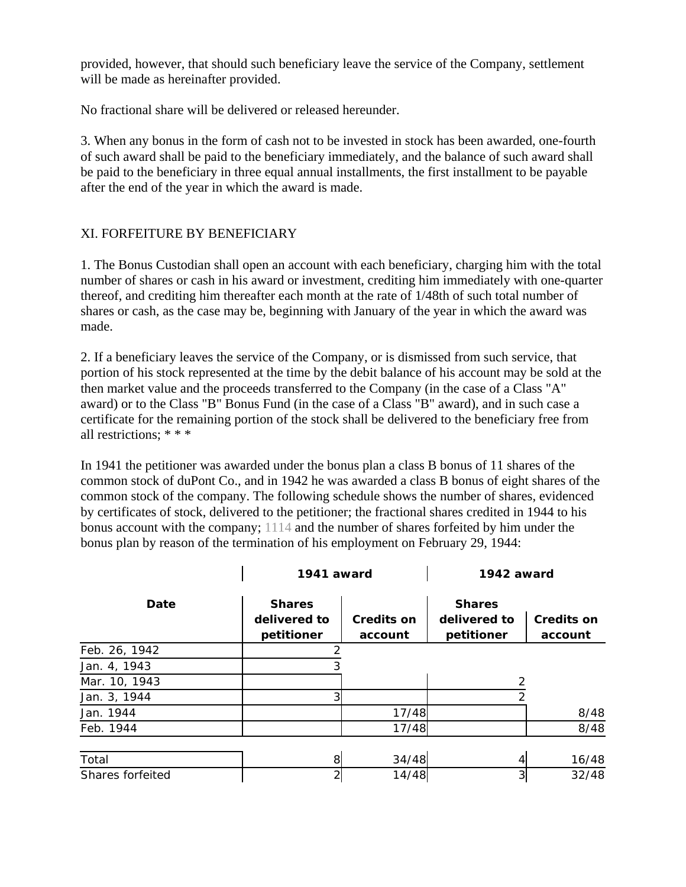provided, however, that should such beneficiary leave the service of the Company, settlement will be made as hereinafter provided.

No fractional share will be delivered or released hereunder.

3. When any bonus in the form of cash not to be invested in stock has been awarded, one-fourth of such award shall be paid to the beneficiary immediately, and the balance of such award shall be paid to the beneficiary in three equal annual installments, the first installment to be payable after the end of the year in which the award is made.

XI. FORFEITURE BY BENEFICIARY

1. The Bonus Custodian shall open an account with each beneficiary, charging him with the total number of shares or cash in his award or investment, crediting him immediately with one-quarter thereof, and crediting him thereafter each month at the rate of 1/48th of such total number of shares or cash, as the case may be, beginning with January of the year in which the award was made.

2. If a beneficiary leaves the service of the Company, or is dismissed from such service, that portion of his stock represented at the time by the debit balance of his account may be sold at the then market value and the proceeds transferred to the Company (in the case of a Class "A" award) or to the Class "B" Bonus Fund (in the case of a Class "B" award), and in such case a certificate for the remaining portion of the stock shall be delivered to the beneficiary free from all restrictions; * * *

In 1941 the petitioner was awarded under the bonus plan a class B bonus of 11 shares of the common stock of duPont Co., and in 1942 he was awarded a class B bonus of eight shares of the common stock of the company. The following schedule shows the number of shares, evidenced by certificates of stock, delivered to the petitioner; the fractional shares credited in 1944 to his bonus account with the company; 1114 and the number of shares forfeited by him under the bonus plan by reason of the termination of his employment on February 29, 1944:

| | 1941 award | | 1942 award | |
|---|---|---|---|---|
| Date | Shares delivered to petitioner | Credits on account | Shares delivered to petitioner | Credits on account |
| Feb. 26, 1942 | 2 | | | |
| Jan. 4, 1943 | 3 | | | |
| Mar. 10, 1943 | | | 2 | |
| Jan. 3, 1944 | 3 | | 2 | |
| Jan. 1944 | | 17/48 | | 8/48 |
| Feb. 1944 | | 17/48 | | 8/48 |
| Total | 8 | 34/48 | 4 | 16/48 |
| Shares forfeited | 2 | 14/48 | 3 | 32/48 |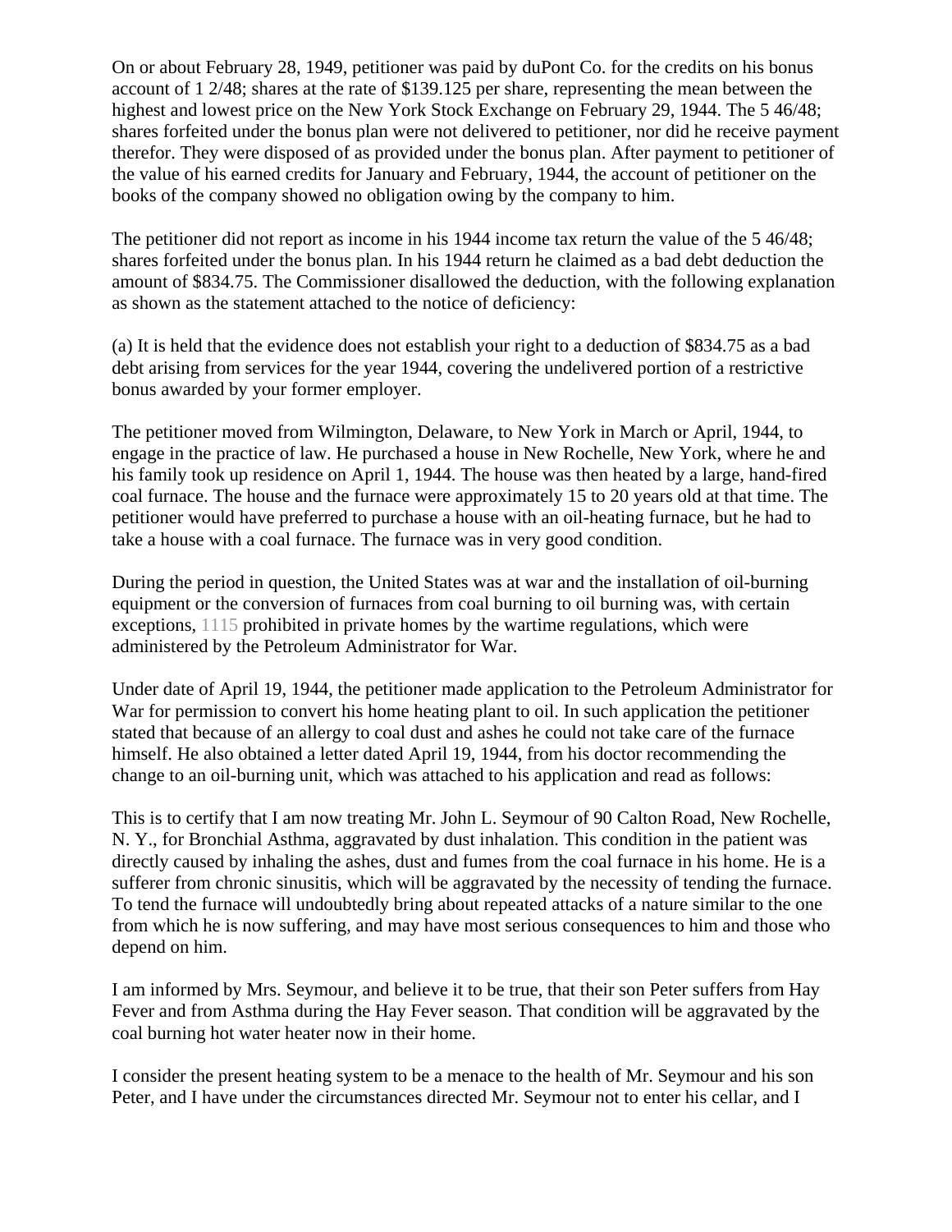On or about February 28, 1949, petitioner was paid by duPont Co. for the credits on his bonus account of 1 2/48; shares at the rate of $139.125 per share, representing the mean between the highest and lowest price on the New York Stock Exchange on February 29, 1944. The 5 46/48; shares forfeited under the bonus plan were not delivered to petitioner, nor did he receive payment therefor. They were disposed of as provided under the bonus plan. After payment to petitioner of the value of his earned credits for January and February, 1944, the account of petitioner on the books of the company showed no obligation owing by the company to him.

The petitioner did not report as income in his 1944 income tax return the value of the 5 46/48; shares forfeited under the bonus plan. In his 1944 return he claimed as a bad debt deduction the amount of $834.75. The Commissioner disallowed the deduction, with the following explanation as shown as the statement attached to the notice of deficiency:

(a) It is held that the evidence does not establish your right to a deduction of $834.75 as a bad debt arising from services for the year 1944, covering the undelivered portion of a restrictive bonus awarded by your former employer.

The petitioner moved from Wilmington, Delaware, to New York in March or April, 1944, to engage in the practice of law. He purchased a house in New Rochelle, New York, where he and his family took up residence on April 1, 1944. The house was then heated by a large, hand-fired coal furnace. The house and the furnace were approximately 15 to 20 years old at that time. The petitioner would have preferred to purchase a house with an oil-heating furnace, but he had to take a house with a coal furnace. The furnace was in very good condition.

During the period in question, the United States was at war and the installation of oil-burning equipment or the conversion of furnaces from coal burning to oil burning was, with certain exceptions, 1115 prohibited in private homes by the wartime regulations, which were administered by the Petroleum Administrator for War.

Under date of April 19, 1944, the petitioner made application to the Petroleum Administrator for War for permission to convert his home heating plant to oil. In such application the petitioner stated that because of an allergy to coal dust and ashes he could not take care of the furnace himself. He also obtained a letter dated April 19, 1944, from his doctor recommending the change to an oil-burning unit, which was attached to his application and read as follows:

This is to certify that I am now treating Mr. John L. Seymour of 90 Calton Road, New Rochelle, N. Y., for Bronchial Asthma, aggravated by dust inhalation. This condition in the patient was directly caused by inhaling the ashes, dust and fumes from the coal furnace in his home. He is a sufferer from chronic sinusitis, which will be aggravated by the necessity of tending the furnace. To tend the furnace will undoubtedly bring about repeated attacks of a nature similar to the one from which he is now suffering, and may have most serious consequences to him and those who depend on him.

I am informed by Mrs. Seymour, and believe it to be true, that their son Peter suffers from Hay Fever and from Asthma during the Hay Fever season. That condition will be aggravated by the coal burning hot water heater now in their home.

I consider the present heating system to be a menace to the health of Mr. Seymour and his son Peter, and I have under the circumstances directed Mr. Seymour not to enter his cellar, and I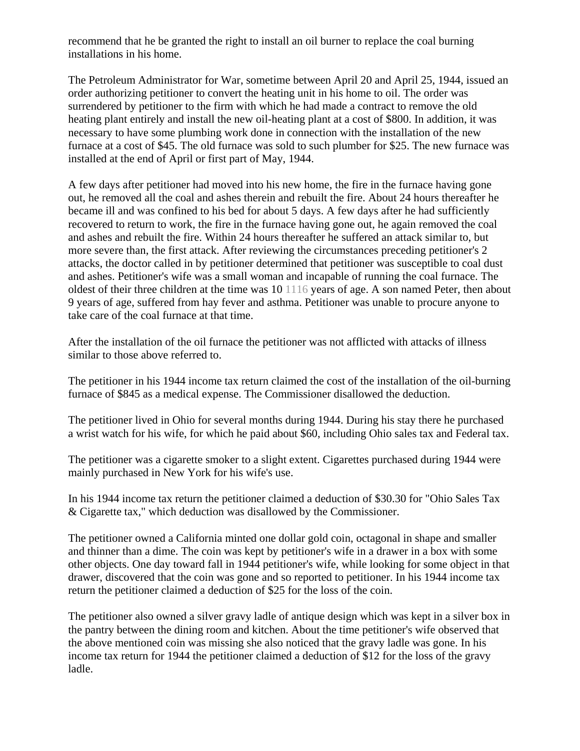recommend that he be granted the right to install an oil burner to replace the coal burning installations in his home.

The Petroleum Administrator for War, sometime between April 20 and April 25, 1944, issued an order authorizing petitioner to convert the heating unit in his home to oil. The order was surrendered by petitioner to the firm with which he had made a contract to remove the old heating plant entirely and install the new oil-heating plant at a cost of $800. In addition, it was necessary to have some plumbing work done in connection with the installation of the new furnace at a cost of $45. The old furnace was sold to such plumber for $25. The new furnace was installed at the end of April or first part of May, 1944.

A few days after petitioner had moved into his new home, the fire in the furnace having gone out, he removed all the coal and ashes therein and rebuilt the fire. About 24 hours thereafter he became ill and was confined to his bed for about 5 days. A few days after he had sufficiently recovered to return to work, the fire in the furnace having gone out, he again removed the coal and ashes and rebuilt the fire. Within 24 hours thereafter he suffered an attack similar to, but more severe than, the first attack. After reviewing the circumstances preceding petitioner's 2 attacks, the doctor called in by petitioner determined that petitioner was susceptible to coal dust and ashes. Petitioner's wife was a small woman and incapable of running the coal furnace. The oldest of their three children at the time was 10 1116 years of age. A son named Peter, then about 9 years of age, suffered from hay fever and asthma. Petitioner was unable to procure anyone to take care of the coal furnace at that time.

After the installation of the oil furnace the petitioner was not afflicted with attacks of illness similar to those above referred to.

The petitioner in his 1944 income tax return claimed the cost of the installation of the oil-burning furnace of $845 as a medical expense. The Commissioner disallowed the deduction.

The petitioner lived in Ohio for several months during 1944. During his stay there he purchased a wrist watch for his wife, for which he paid about $60, including Ohio sales tax and Federal tax.

The petitioner was a cigarette smoker to a slight extent. Cigarettes purchased during 1944 were mainly purchased in New York for his wife's use.

In his 1944 income tax return the petitioner claimed a deduction of $30.30 for "Ohio Sales Tax & Cigarette tax," which deduction was disallowed by the Commissioner.

The petitioner owned a California minted one dollar gold coin, octagonal in shape and smaller and thinner than a dime. The coin was kept by petitioner's wife in a drawer in a box with some other objects. One day toward fall in 1944 petitioner's wife, while looking for some object in that drawer, discovered that the coin was gone and so reported to petitioner. In his 1944 income tax return the petitioner claimed a deduction of $25 for the loss of the coin.

The petitioner also owned a silver gravy ladle of antique design which was kept in a silver box in the pantry between the dining room and kitchen. About the time petitioner's wife observed that the above mentioned coin was missing she also noticed that the gravy ladle was gone. In his income tax return for 1944 the petitioner claimed a deduction of $12 for the loss of the gravy ladle.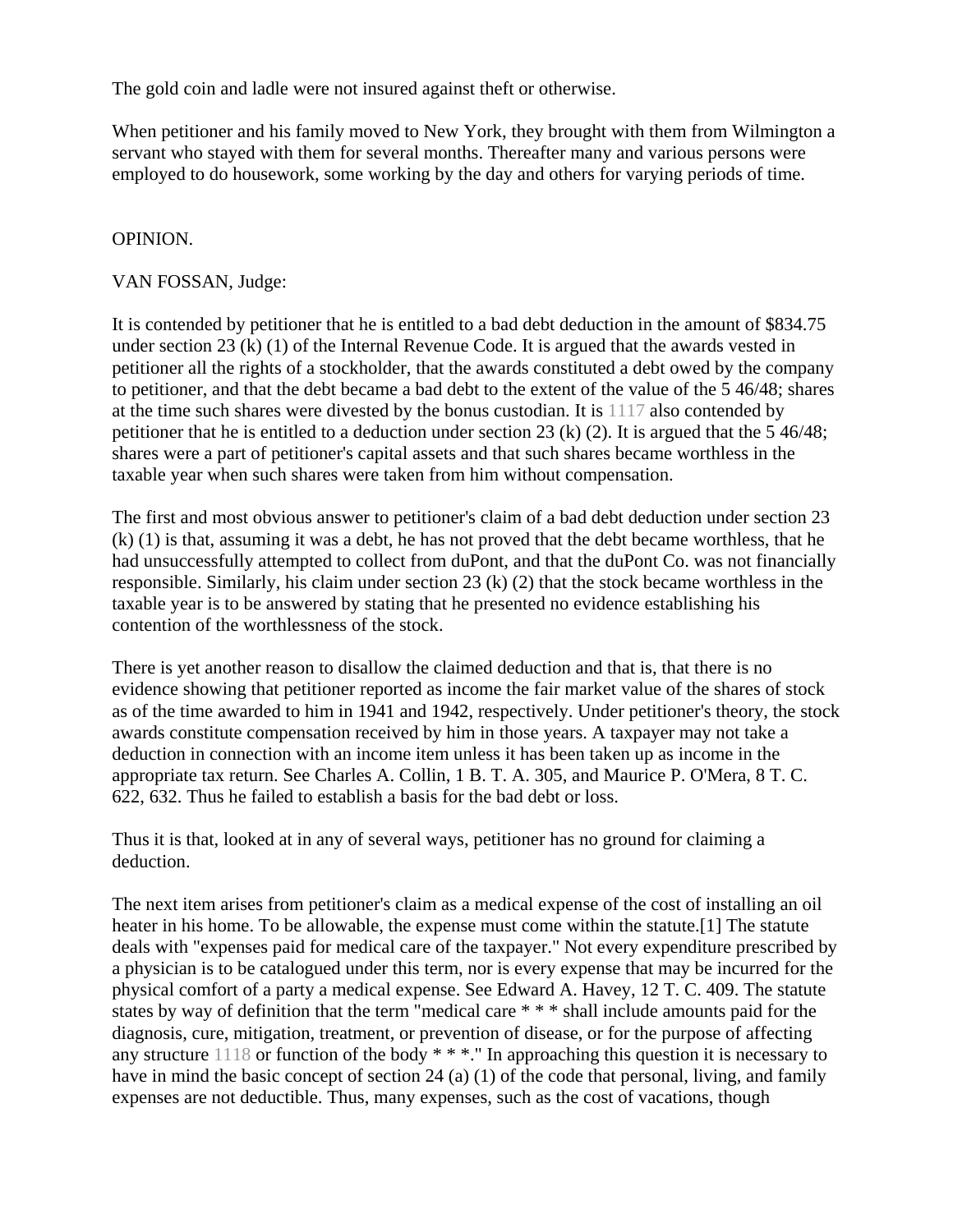The gold coin and ladle were not insured against theft or otherwise.

When petitioner and his family moved to New York, they brought with them from Wilmington a servant who stayed with them for several months. Thereafter many and various persons were employed to do housework, some working by the day and others for varying periods of time.

OPINION.

VAN FOSSAN, Judge:

It is contended by petitioner that he is entitled to a bad debt deduction in the amount of $834.75 under section 23 (k) (1) of the Internal Revenue Code. It is argued that the awards vested in petitioner all the rights of a stockholder, that the awards constituted a debt owed by the company to petitioner, and that the debt became a bad debt to the extent of the value of the 5 46/48; shares at the time such shares were divested by the bonus custodian. It is 1117 also contended by petitioner that he is entitled to a deduction under section 23 (k) (2). It is argued that the 5 46/48; shares were a part of petitioner's capital assets and that such shares became worthless in the taxable year when such shares were taken from him without compensation.

The first and most obvious answer to petitioner's claim of a bad debt deduction under section 23 (k) (1) is that, assuming it was a debt, he has not proved that the debt became worthless, that he had unsuccessfully attempted to collect from duPont, and that the duPont Co. was not financially responsible. Similarly, his claim under section 23 (k) (2) that the stock became worthless in the taxable year is to be answered by stating that he presented no evidence establishing his contention of the worthlessness of the stock.

There is yet another reason to disallow the claimed deduction and that is, that there is no evidence showing that petitioner reported as income the fair market value of the shares of stock as of the time awarded to him in 1941 and 1942, respectively. Under petitioner's theory, the stock awards constitute compensation received by him in those years. A taxpayer may not take a deduction in connection with an income item unless it has been taken up as income in the appropriate tax return. See Charles A. Collin, 1 B. T. A. 305, and Maurice P. O'Mera, 8 T. C. 622, 632. Thus he failed to establish a basis for the bad debt or loss.

Thus it is that, looked at in any of several ways, petitioner has no ground for claiming a deduction.

The next item arises from petitioner's claim as a medical expense of the cost of installing an oil heater in his home. To be allowable, the expense must come within the statute.[1] The statute deals with "expenses paid for medical care of the taxpayer." Not every expenditure prescribed by a physician is to be catalogued under this term, nor is every expense that may be incurred for the physical comfort of a party a medical expense. See Edward A. Havey, 12 T. C. 409. The statute states by way of definition that the term "medical care * * * shall include amounts paid for the diagnosis, cure, mitigation, treatment, or prevention of disease, or for the purpose of affecting any structure 1118 or function of the body * * *." In approaching this question it is necessary to have in mind the basic concept of section 24 (a) (1) of the code that personal, living, and family expenses are not deductible. Thus, many expenses, such as the cost of vacations, though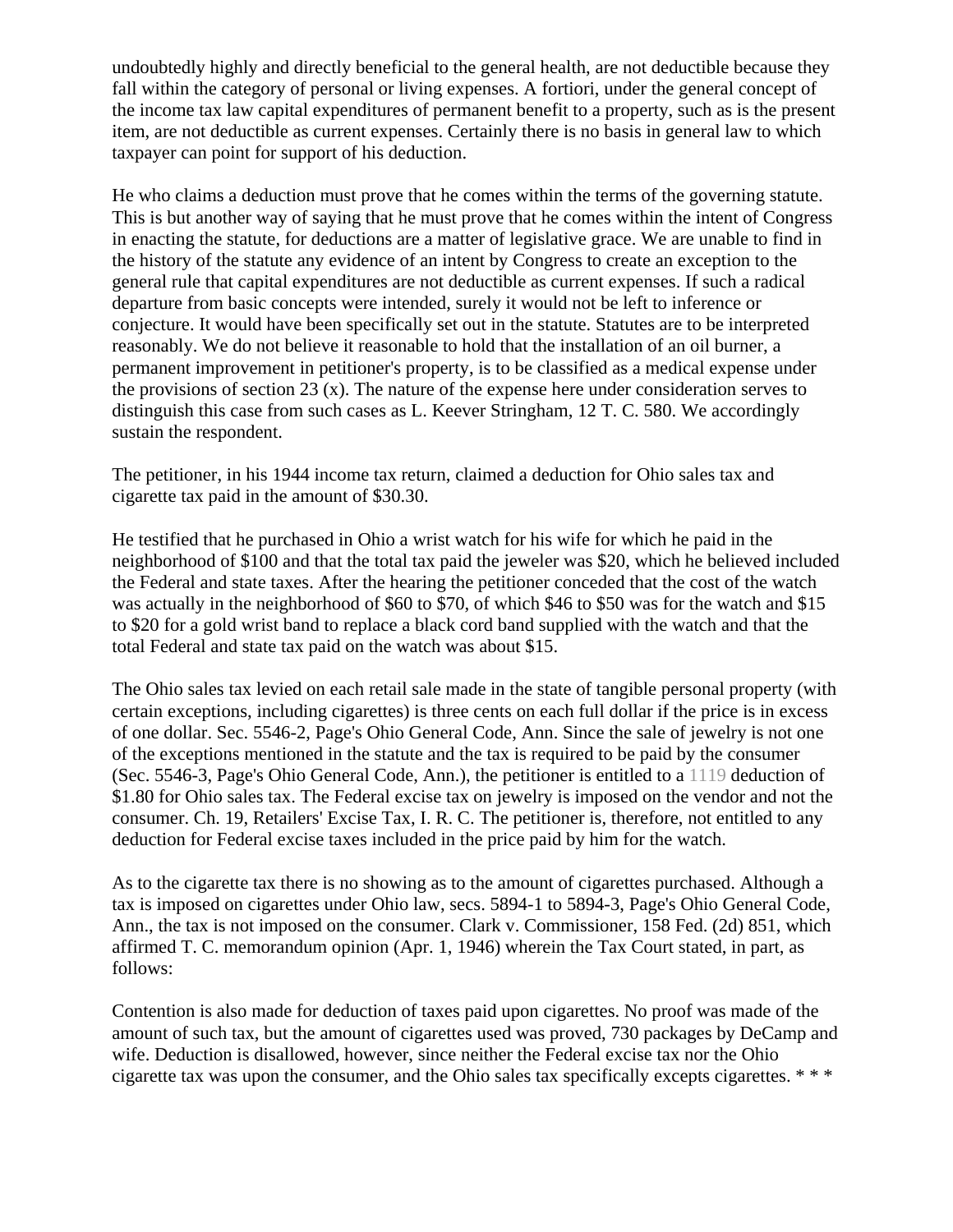undoubtedly highly and directly beneficial to the general health, are not deductible because they fall within the category of personal or living expenses. A fortiori, under the general concept of the income tax law capital expenditures of permanent benefit to a property, such as is the present item, are not deductible as current expenses. Certainly there is no basis in general law to which taxpayer can point for support of his deduction.

He who claims a deduction must prove that he comes within the terms of the governing statute. This is but another way of saying that he must prove that he comes within the intent of Congress in enacting the statute, for deductions are a matter of legislative grace. We are unable to find in the history of the statute any evidence of an intent by Congress to create an exception to the general rule that capital expenditures are not deductible as current expenses. If such a radical departure from basic concepts were intended, surely it would not be left to inference or conjecture. It would have been specifically set out in the statute. Statutes are to be interpreted reasonably. We do not believe it reasonable to hold that the installation of an oil burner, a permanent improvement in petitioner's property, is to be classified as a medical expense under the provisions of section 23 (x). The nature of the expense here under consideration serves to distinguish this case from such cases as L. Keever Stringham, 12 T. C. 580. We accordingly sustain the respondent.

The petitioner, in his 1944 income tax return, claimed a deduction for Ohio sales tax and cigarette tax paid in the amount of $30.30.

He testified that he purchased in Ohio a wrist watch for his wife for which he paid in the neighborhood of $100 and that the total tax paid the jeweler was $20, which he believed included the Federal and state taxes. After the hearing the petitioner conceded that the cost of the watch was actually in the neighborhood of $60 to $70, of which $46 to $50 was for the watch and $15 to $20 for a gold wrist band to replace a black cord band supplied with the watch and that the total Federal and state tax paid on the watch was about $15.

The Ohio sales tax levied on each retail sale made in the state of tangible personal property (with certain exceptions, including cigarettes) is three cents on each full dollar if the price is in excess of one dollar. Sec. 5546-2, Page's Ohio General Code, Ann. Since the sale of jewelry is not one of the exceptions mentioned in the statute and the tax is required to be paid by the consumer (Sec. 5546-3, Page's Ohio General Code, Ann.), the petitioner is entitled to a 1119 deduction of $1.80 for Ohio sales tax. The Federal excise tax on jewelry is imposed on the vendor and not the consumer. Ch. 19, Retailers' Excise Tax, I. R. C. The petitioner is, therefore, not entitled to any deduction for Federal excise taxes included in the price paid by him for the watch.

As to the cigarette tax there is no showing as to the amount of cigarettes purchased. Although a tax is imposed on cigarettes under Ohio law, secs. 5894-1 to 5894-3, Page's Ohio General Code, Ann., the tax is not imposed on the consumer. Clark v. Commissioner, 158 Fed. (2d) 851, which affirmed T. C. memorandum opinion (Apr. 1, 1946) wherein the Tax Court stated, in part, as follows:

Contention is also made for deduction of taxes paid upon cigarettes. No proof was made of the amount of such tax, but the amount of cigarettes used was proved, 730 packages by DeCamp and wife. Deduction is disallowed, however, since neither the Federal excise tax nor the Ohio cigarette tax was upon the consumer, and the Ohio sales tax specifically excepts cigarettes. * * *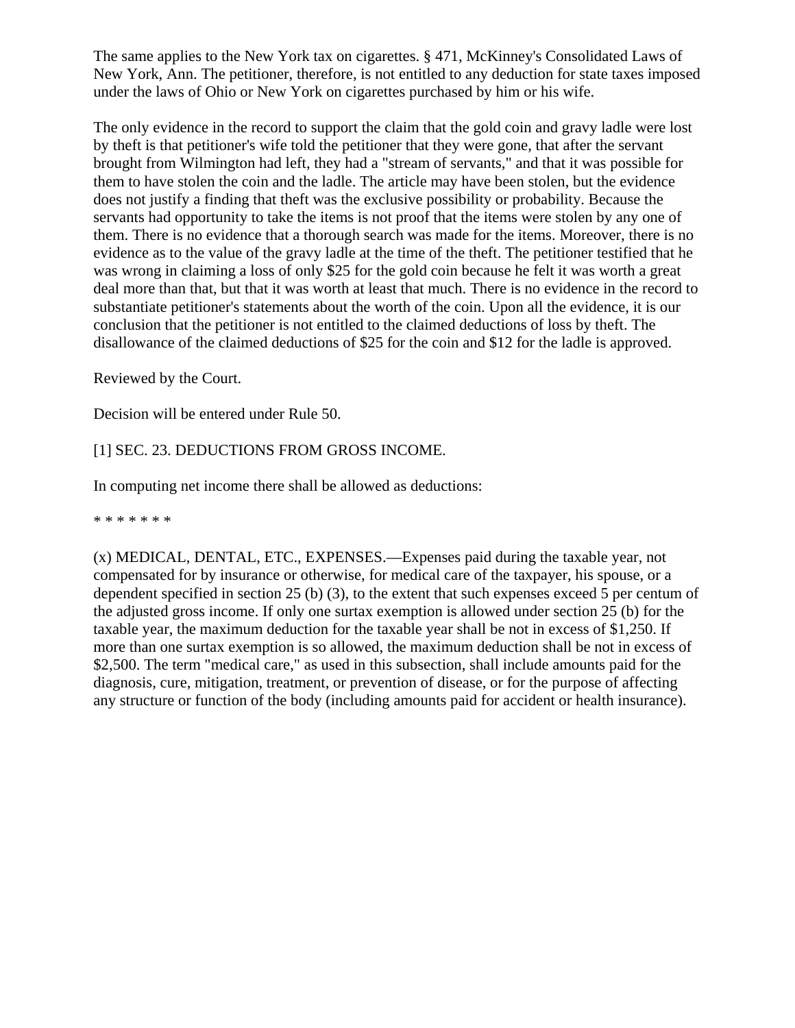The same applies to the New York tax on cigarettes. § 471, McKinney's Consolidated Laws of New York, Ann. The petitioner, therefore, is not entitled to any deduction for state taxes imposed under the laws of Ohio or New York on cigarettes purchased by him or his wife.

The only evidence in the record to support the claim that the gold coin and gravy ladle were lost by theft is that petitioner's wife told the petitioner that they were gone, that after the servant brought from Wilmington had left, they had a "stream of servants," and that it was possible for them to have stolen the coin and the ladle. The article may have been stolen, but the evidence does not justify a finding that theft was the exclusive possibility or probability. Because the servants had opportunity to take the items is not proof that the items were stolen by any one of them. There is no evidence that a thorough search was made for the items. Moreover, there is no evidence as to the value of the gravy ladle at the time of the theft. The petitioner testified that he was wrong in claiming a loss of only $25 for the gold coin because he felt it was worth a great deal more than that, but that it was worth at least that much. There is no evidence in the record to substantiate petitioner's statements about the worth of the coin. Upon all the evidence, it is our conclusion that the petitioner is not entitled to the claimed deductions of loss by theft. The disallowance of the claimed deductions of $25 for the coin and $12 for the ladle is approved.

Reviewed by the Court.

Decision will be entered under Rule 50.

[1] SEC. 23. DEDUCTIONS FROM GROSS INCOME.

In computing net income there shall be allowed as deductions:

* * * * * * *

(x) MEDICAL, DENTAL, ETC., EXPENSES.—Expenses paid during the taxable year, not compensated for by insurance or otherwise, for medical care of the taxpayer, his spouse, or a dependent specified in section 25 (b) (3), to the extent that such expenses exceed 5 per centum of the adjusted gross income. If only one surtax exemption is allowed under section 25 (b) for the taxable year, the maximum deduction for the taxable year shall be not in excess of $1,250. If more than one surtax exemption is so allowed, the maximum deduction shall be not in excess of $2,500. The term "medical care," as used in this subsection, shall include amounts paid for the diagnosis, cure, mitigation, treatment, or prevention of disease, or for the purpose of affecting any structure or function of the body (including amounts paid for accident or health insurance).